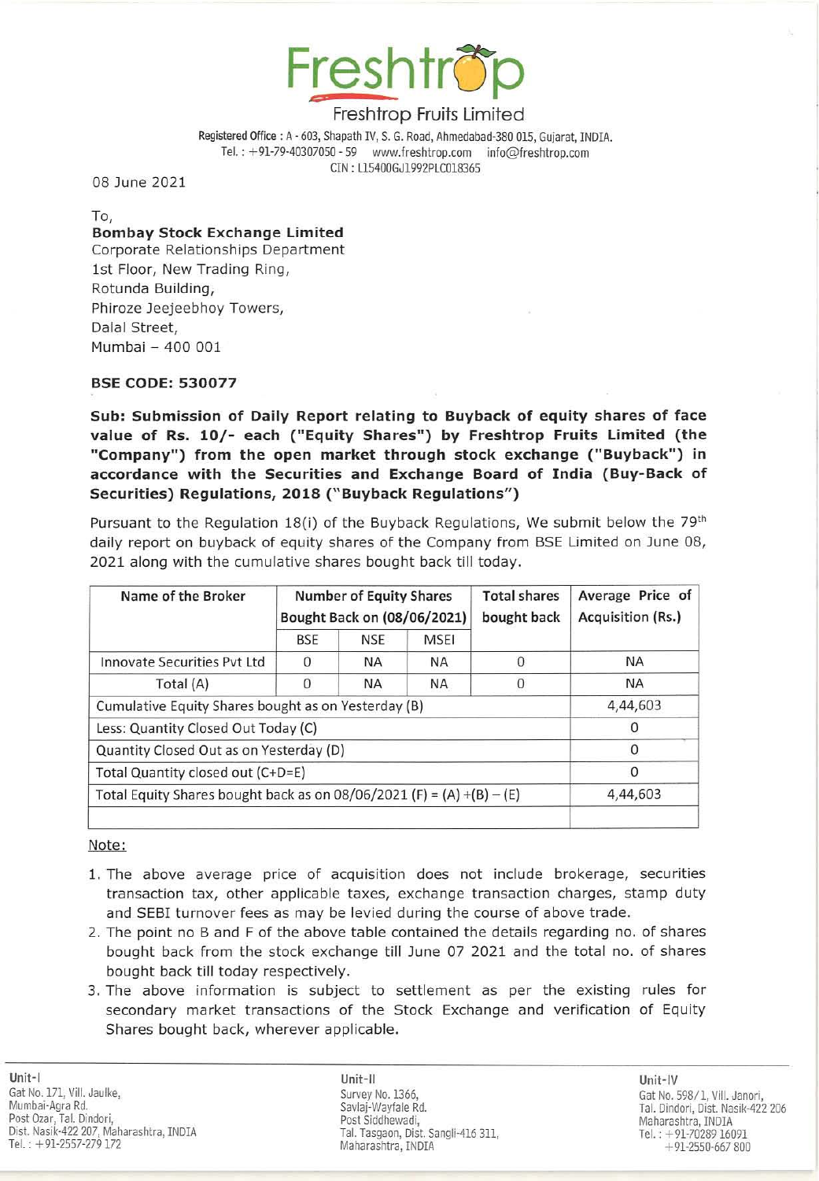# Freshtrop

Freshtrop Fruits Limited

Registered Office : A - 603, Shapath IV, S. G. Road, Ahmedabad-380 015, Gujarat, INDIA.
Tel. : +91-79-40307050 - 59 www.freshtrop.com info@freshtrop.com
CIN : L15400GJ1992PLC018365

08 June 2021

To,
**Bombay Stock Exchange Limited**
Corporate Relationships Department
1st Floor, New Trading Ring,
Rotunda Building,
Phiroze Jeejeebhoy Towers,
Dalal Street,
Mumbai – 400 001

**BSE CODE: 530077**

**Sub: Submission of Daily Report relating to Buyback of equity shares of face value of Rs. 10/- each ("Equity Shares") by Freshtrop Fruits Limited (the "Company") from the open market through stock exchange ("Buyback") in accordance with the Securities and Exchange Board of India (Buy-Back of Securities) Regulations, 2018 ("Buyback Regulations")**

Pursuant to the Regulation 18(i) of the Buyback Regulations, We submit below the 79th daily report on buyback of equity shares of the Company from BSE Limited on June 08, 2021 along with the cumulative shares bought back till today.

| Name of the Broker | Number of Equity Shares Bought Back on (08/06/2021) | | | Total shares bought back | Average Price of Acquisition (Rs.) |
|---|---|---|---|---|---|
| | BSE | NSE | MSEI | | |
| Innovate Securities Pvt Ltd | 0 | NA | NA | 0 | NA |
| Total (A) | 0 | NA | NA | 0 | NA |
| Cumulative Equity Shares bought as on Yesterday (B) | | | | | 4,44,603 |
| Less: Quantity Closed Out Today (C) | | | | | 0 |
| Quantity Closed Out as on Yesterday (D) | | | | | 0 |
| Total Quantity closed out (C+D=E) | | | | | 0 |
| Total Equity Shares bought back as on 08/06/2021 (F) = (A) +(B) – (E) | | | | | 4,44,603 |
| | | | | | |

Note:

1. The above average price of acquisition does not include brokerage, securities transaction tax, other applicable taxes, exchange transaction charges, stamp duty and SEBI turnover fees as may be levied during the course of above trade.
2. The point no B and F of the above table contained the details regarding no. of shares bought back from the stock exchange till June 07 2021 and the total no. of shares bought back till today respectively.
3. The above information is subject to settlement as per the existing rules for secondary market transactions of the Stock Exchange and verification of Equity Shares bought back, wherever applicable.

Unit-I
Gat No. 171, Vill. Jaulke,
Mumbai-Agra Rd.
Post Ozar, Tal. Dindori,
Dist. Nasik-422 207, Maharashtra, INDIA
Tel. : +91-2557-279 172

Unit-II
Survey No. 1366,
Savlaj-Wayfale Rd.
Post Siddhewadi,
Tal. Tasgaon, Dist. Sangli-416 311,
Maharashtra, INDIA

Unit-IV
Gat No. 598/1, Vill. Janori,
Tal. Dindori, Dist. Nasik-422 206
Maharashtra, INDIA
Tel. : +91-70289 16091
+91-2550-667 800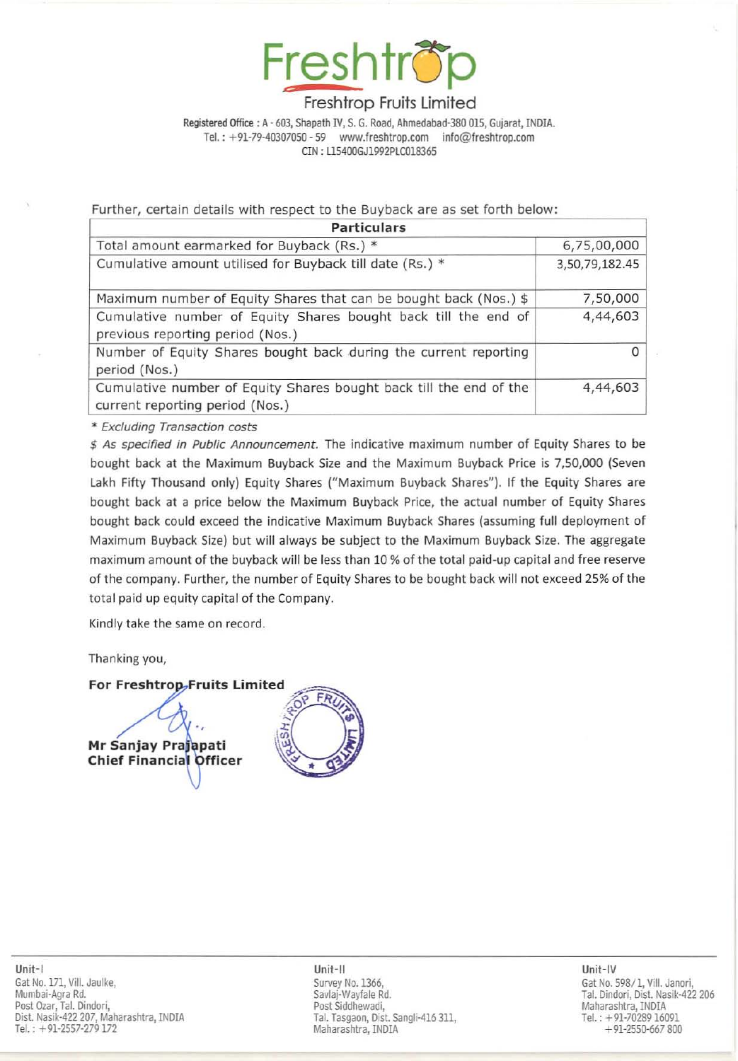# Freshtrop

## Freshtrop Fruits Limited

Registered Office : A - 603, Shapath IV, S. G. Road, Ahmedabad-380 015, Gujarat, INDIA.
Tel. : +91-79-40307050 - 59 www.freshtrop.com info@freshtrop.com
CIN : L15400GJ1992PLC018365

Further, certain details with respect to the Buyback are as set forth below:

| Particulars | |
|---|---|
| Total amount earmarked for Buyback (Rs.) * | 6,75,00,000 |
| Cumulative amount utilised for Buyback till date (Rs.) * | 3,50,79,182.45 |
| Maximum number of Equity Shares that can be bought back (Nos.) $ | 7,50,000 |
| Cumulative number of Equity Shares bought back till the end of previous reporting period (Nos.) | 4,44,603 |
| Number of Equity Shares bought back during the current reporting period (Nos.) | 0 |
| Cumulative number of Equity Shares bought back till the end of the current reporting period (Nos.) | 4,44,603 |

*\* Excluding Transaction costs*

*$ As specified in Public Announcement.* The indicative maximum number of Equity Shares to be bought back at the Maximum Buyback Size and the Maximum Buyback Price is 7,50,000 (Seven Lakh Fifty Thousand only) Equity Shares ("Maximum Buyback Shares"). If the Equity Shares are bought back at a price below the Maximum Buyback Price, the actual number of Equity Shares bought back could exceed the indicative Maximum Buyback Shares (assuming full deployment of Maximum Buyback Size) but will always be subject to the Maximum Buyback Size. The aggregate maximum amount of the buyback will be less than 10 % of the total paid-up capital and free reserve of the company. Further, the number of Equity Shares to be bought back will not exceed 25% of the total paid up equity capital of the Company.

Kindly take the same on record.

Thanking you,

**For Freshtrop Fruits Limited**

**Mr Sanjay Prajapati**
**Chief Financial Officer**

Unit-I
Gat No. 171, Vill. Jaulke,
Mumbai-Agra Rd.
Post Ozar, Tal. Dindori,
Dist. Nasik-422 207, Maharashtra, INDIA
Tel. : +91-2557-279 172

Unit-II
Survey No. 1366,
Savlaj-Wayfale Rd.
Post Siddhewadi,
Tal. Tasgaon, Dist. Sangli-416 311,
Maharashtra, INDIA

Unit-IV
Gat No. 598/1, Vill. Janori,
Tal. Dindori, Dist. Nasik-422 206
Maharashtra, INDIA
Tel. : +91-70289 16091
+91-2550-667 800